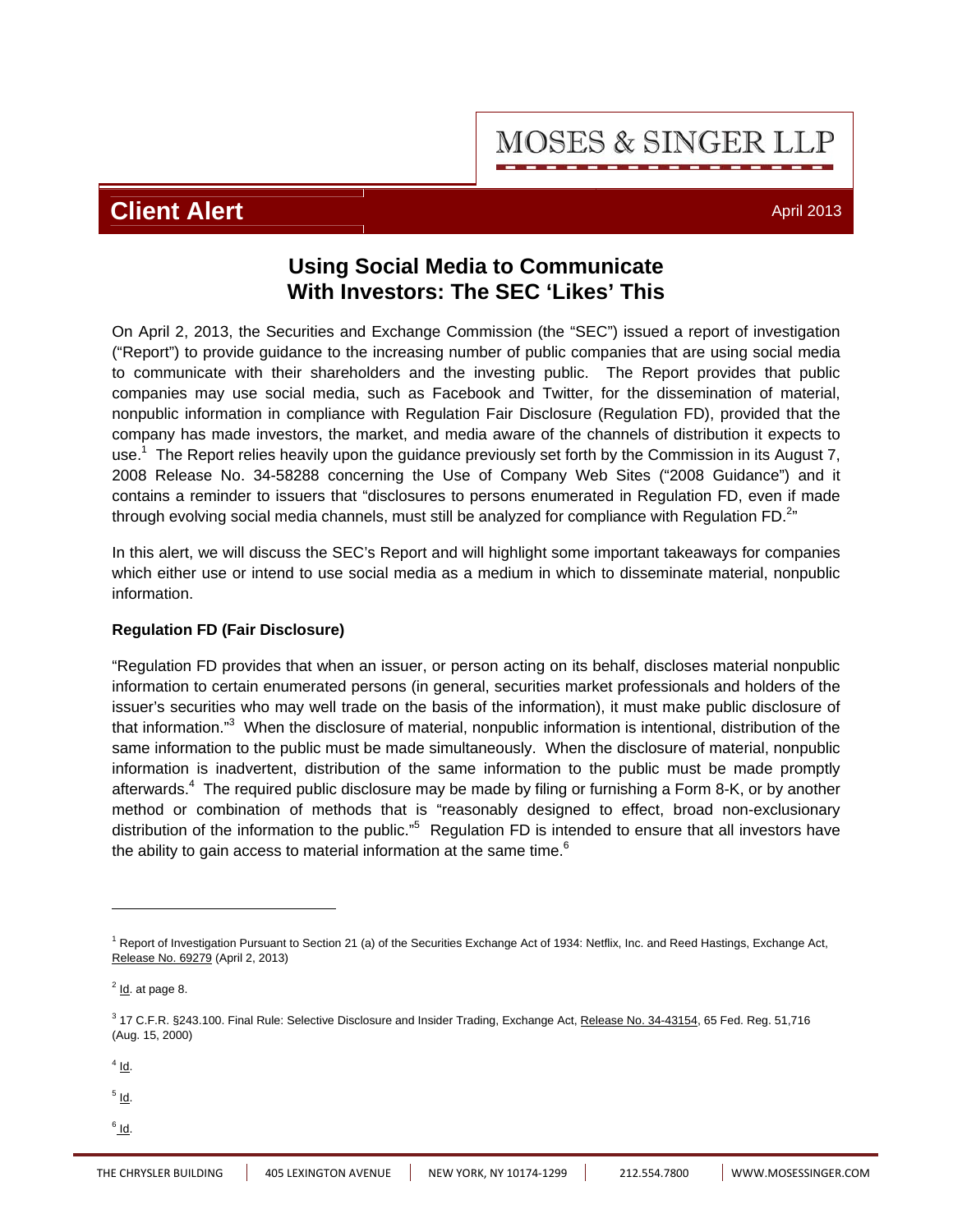MOSES & SINGER LLP

**Client Alert**

April 2013

# Using Social Media to Communicate With Investors: The SEC 'Likes' This

On April 2, 2013, the Securities and Exchange Commission (the "SEC") issued a report of investigation ("Report") to provide guidance to the increasing number of public companies that are using social media to communicate with their shareholders and the investing public. The Report provides that public companies may use social media, such as Facebook and Twitter, for the dissemination of material, nonpublic information in compliance with Regulation Fair Disclosure (Regulation FD), provided that the company has made investors, the market, and media aware of the channels of distribution it expects to use.[1] The Report relies heavily upon the guidance previously set forth by the Commission in its August 7, 2008 Release No. 34-58288 concerning the Use of Company Web Sites ("2008 Guidance") and it contains a reminder to issuers that "disclosures to persons enumerated in Regulation FD, even if made through evolving social media channels, must still be analyzed for compliance with Regulation FD.[2]"

In this alert, we will discuss the SEC's Report and will highlight some important takeaways for companies which either use or intend to use social media as a medium in which to disseminate material, nonpublic information.

**Regulation FD (Fair Disclosure)**

"Regulation FD provides that when an issuer, or person acting on its behalf, discloses material nonpublic information to certain enumerated persons (in general, securities market professionals and holders of the issuer's securities who may well trade on the basis of the information), it must make public disclosure of that information."[3] When the disclosure of material, nonpublic information is intentional, distribution of the same information to the public must be made simultaneously. When the disclosure of material, nonpublic information is inadvertent, distribution of the same information to the public must be made promptly afterwards.[4] The required public disclosure may be made by filing or furnishing a Form 8-K, or by another method or combination of methods that is "reasonably designed to effect, broad non-exclusionary distribution of the information to the public."[5] Regulation FD is intended to ensure that all investors have the ability to gain access to material information at the same time.[6]

---

[1] Report of Investigation Pursuant to Section 21 (a) of the Securities Exchange Act of 1934: Netflix, Inc. and Reed Hastings, Exchange Act, Release No. 69279 (April 2, 2013)

[2] Id. at page 8.

[3] 17 C.F.R. §243.100. Final Rule: Selective Disclosure and Insider Trading, Exchange Act, Release No. 34-43154, 65 Fed. Reg. 51,716 (Aug. 15, 2000)

[4] Id.

[5] Id.

[6] Id.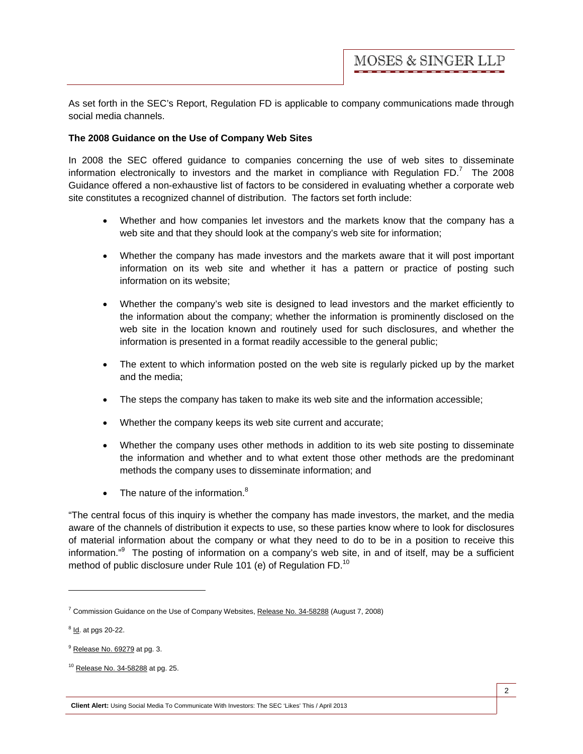As set forth in the SEC's Report, Regulation FD is applicable to company communications made through social media channels.

**The 2008 Guidance on the Use of Company Web Sites**

In 2008 the SEC offered guidance to companies concerning the use of web sites to disseminate information electronically to investors and the market in compliance with Regulation FD.[7] The 2008 Guidance offered a non-exhaustive list of factors to be considered in evaluating whether a corporate web site constitutes a recognized channel of distribution. The factors set forth include:

- Whether and how companies let investors and the markets know that the company has a web site and that they should look at the company's web site for information;
- Whether the company has made investors and the markets aware that it will post important information on its web site and whether it has a pattern or practice of posting such information on its website;
- Whether the company's web site is designed to lead investors and the market efficiently to the information about the company; whether the information is prominently disclosed on the web site in the location known and routinely used for such disclosures, and whether the information is presented in a format readily accessible to the general public;
- The extent to which information posted on the web site is regularly picked up by the market and the media;
- The steps the company has taken to make its web site and the information accessible;
- Whether the company keeps its web site current and accurate;
- Whether the company uses other methods in addition to its web site posting to disseminate the information and whether and to what extent those other methods are the predominant methods the company uses to disseminate information; and
- The nature of the information.[8]

"The central focus of this inquiry is whether the company has made investors, the market, and the media aware of the channels of distribution it expects to use, so these parties know where to look for disclosures of material information about the company or what they need to do to be in a position to receive this information."[9] The posting of information on a company's web site, in and of itself, may be a sufficient method of public disclosure under Rule 101 (e) of Regulation FD.[10]

---

[7] Commission Guidance on the Use of Company Websites, Release No. 34-58288 (August 7, 2008)

[8] Id. at pgs 20-22.

[9] Release No. 69279 at pg. 3.

[10] Release No. 34-58288 at pg. 25.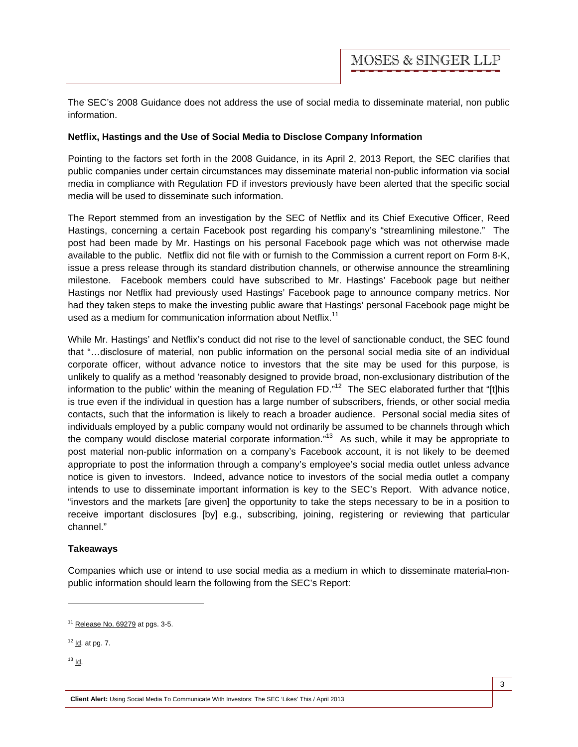The SEC's 2008 Guidance does not address the use of social media to disseminate material, non public information.

**Netflix, Hastings and the Use of Social Media to Disclose Company Information**

Pointing to the factors set forth in the 2008 Guidance, in its April 2, 2013 Report, the SEC clarifies that public companies under certain circumstances may disseminate material non-public information via social media in compliance with Regulation FD if investors previously have been alerted that the specific social media will be used to disseminate such information.

The Report stemmed from an investigation by the SEC of Netflix and its Chief Executive Officer, Reed Hastings, concerning a certain Facebook post regarding his company's "streamlining milestone." The post had been made by Mr. Hastings on his personal Facebook page which was not otherwise made available to the public. Netflix did not file with or furnish to the Commission a current report on Form 8-K, issue a press release through its standard distribution channels, or otherwise announce the streamlining milestone. Facebook members could have subscribed to Mr. Hastings' Facebook page but neither Hastings nor Netflix had previously used Hastings' Facebook page to announce company metrics. Nor had they taken steps to make the investing public aware that Hastings' personal Facebook page might be used as a medium for communication information about Netflix.[11]

While Mr. Hastings' and Netflix's conduct did not rise to the level of sanctionable conduct, the SEC found that "…disclosure of material, non public information on the personal social media site of an individual corporate officer, without advance notice to investors that the site may be used for this purpose, is unlikely to qualify as a method 'reasonably designed to provide broad, non-exclusionary distribution of the information to the public' within the meaning of Regulation FD."[12] The SEC elaborated further that "[t]his is true even if the individual in question has a large number of subscribers, friends, or other social media contacts, such that the information is likely to reach a broader audience. Personal social media sites of individuals employed by a public company would not ordinarily be assumed to be channels through which the company would disclose material corporate information."[13] As such, while it may be appropriate to post material non-public information on a company's Facebook account, it is not likely to be deemed appropriate to post the information through a company's employee's social media outlet unless advance notice is given to investors. Indeed, advance notice to investors of the social media outlet a company intends to use to disseminate important information is key to the SEC's Report. With advance notice, "investors and the markets [are given] the opportunity to take the steps necessary to be in a position to receive important disclosures [by] e.g., subscribing, joining, registering or reviewing that particular channel."

**Takeaways**

Companies which use or intend to use social media as a medium in which to disseminate material-non-public information should learn the following from the SEC's Report:

---

[11] Release No. 69279 at pgs. 3-5.

[12] Id. at pg. 7.

[13] Id.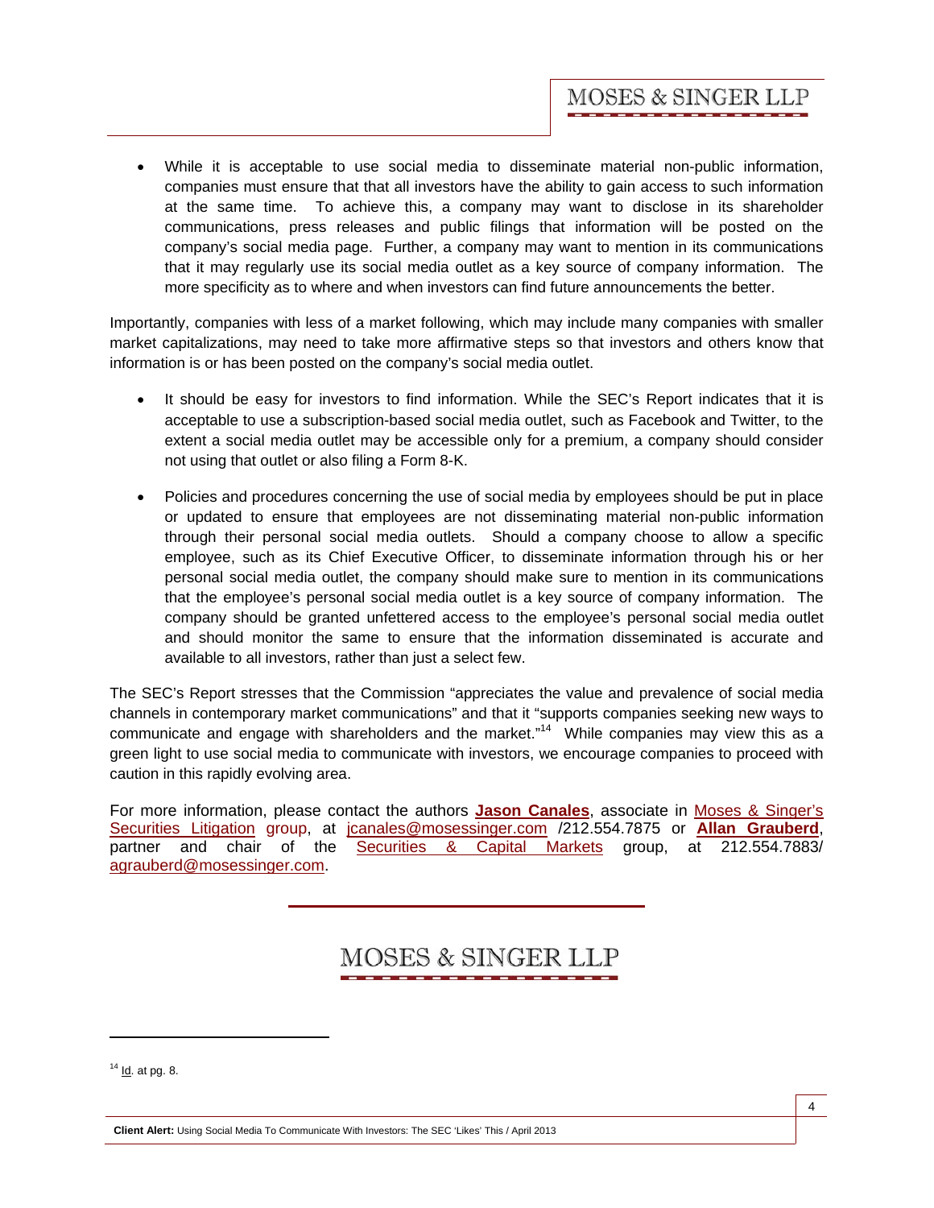- While it is acceptable to use social media to disseminate material non-public information, companies must ensure that that all investors have the ability to gain access to such information at the same time. To achieve this, a company may want to disclose in its shareholder communications, press releases and public filings that information will be posted on the company's social media page. Further, a company may want to mention in its communications that it may regularly use its social media outlet as a key source of company information. The more specificity as to where and when investors can find future announcements the better.

Importantly, companies with less of a market following, which may include many companies with smaller market capitalizations, may need to take more affirmative steps so that investors and others know that information is or has been posted on the company's social media outlet.

- It should be easy for investors to find information. While the SEC's Report indicates that it is acceptable to use a subscription-based social media outlet, such as Facebook and Twitter, to the extent a social media outlet may be accessible only for a premium, a company should consider not using that outlet or also filing a Form 8-K.

- Policies and procedures concerning the use of social media by employees should be put in place or updated to ensure that employees are not disseminating material non-public information through their personal social media outlets. Should a company choose to allow a specific employee, such as its Chief Executive Officer, to disseminate information through his or her personal social media outlet, the company should make sure to mention in its communications that the employee's personal social media outlet is a key source of company information. The company should be granted unfettered access to the employee's personal social media outlet and should monitor the same to ensure that the information disseminated is accurate and available to all investors, rather than just a select few.

The SEC's Report stresses that the Commission "appreciates the value and prevalence of social media channels in contemporary market communications" and that it "supports companies seeking new ways to communicate and engage with shareholders and the market."[14] While companies may view this as a green light to use social media to communicate with investors, we encourage companies to proceed with caution in this rapidly evolving area.

For more information, please contact the authors **Jason Canales**, associate in Moses & Singer's Securities Litigation group, at jcanales@mosessinger.com /212.554.7875 or **Allan Grauberd**, partner and chair of the Securities & Capital Markets group, at 212.554.7883/ agrauberd@mosessinger.com.

MOSES & SINGER LLP

[14] Id. at pg. 8.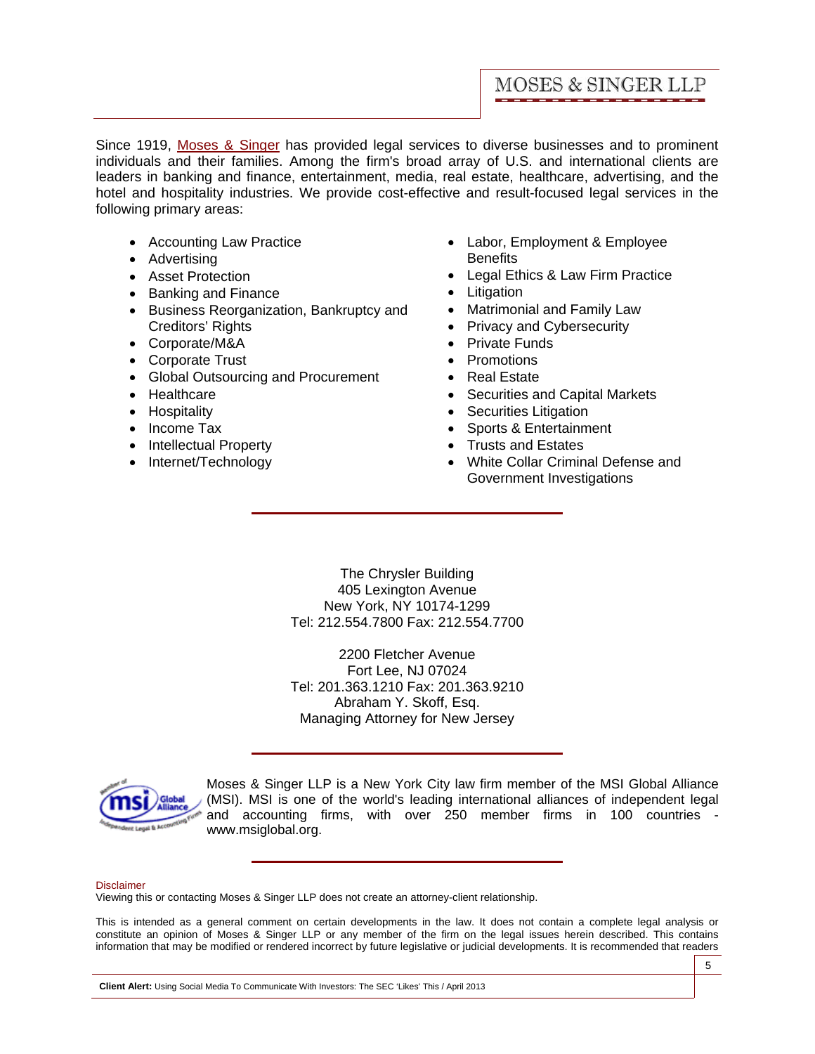Since 1919, Moses & Singer has provided legal services to diverse businesses and to prominent individuals and their families. Among the firm's broad array of U.S. and international clients are leaders in banking and finance, entertainment, media, real estate, healthcare, advertising, and the hotel and hospitality industries. We provide cost-effective and result-focused legal services in the following primary areas:

- Accounting Law Practice
- Advertising
- Asset Protection
- Banking and Finance
- Business Reorganization, Bankruptcy and Creditors' Rights
- Corporate/M&A
- Corporate Trust
- Global Outsourcing and Procurement
- Healthcare
- Hospitality
- Income Tax
- Intellectual Property
- Internet/Technology
- Labor, Employment & Employee Benefits
- Legal Ethics & Law Firm Practice
- Litigation
- Matrimonial and Family Law
- Privacy and Cybersecurity
- Private Funds
- Promotions
- Real Estate
- Securities and Capital Markets
- Securities Litigation
- Sports & Entertainment
- Trusts and Estates
- White Collar Criminal Defense and Government Investigations

---

The Chrysler Building
405 Lexington Avenue
New York, NY 10174-1299
Tel: 212.554.7800 Fax: 212.554.7700

2200 Fletcher Avenue
Fort Lee, NJ 07024
Tel: 201.363.1210 Fax: 201.363.9210
Abraham Y. Skoff, Esq.
Managing Attorney for New Jersey

---

Moses & Singer LLP is a New York City law firm member of the MSI Global Alliance (MSI). MSI is one of the world's leading international alliances of independent legal and accounting firms, with over 250 member firms in 100 countries - www.msiglobal.org.

---

Disclaimer
Viewing this or contacting Moses & Singer LLP does not create an attorney-client relationship.

This is intended as a general comment on certain developments in the law. It does not contain a complete legal analysis or constitute an opinion of Moses & Singer LLP or any member of the firm on the legal issues herein described. This contains information that may be modified or rendered incorrect by future legislative or judicial developments. It is recommended that readers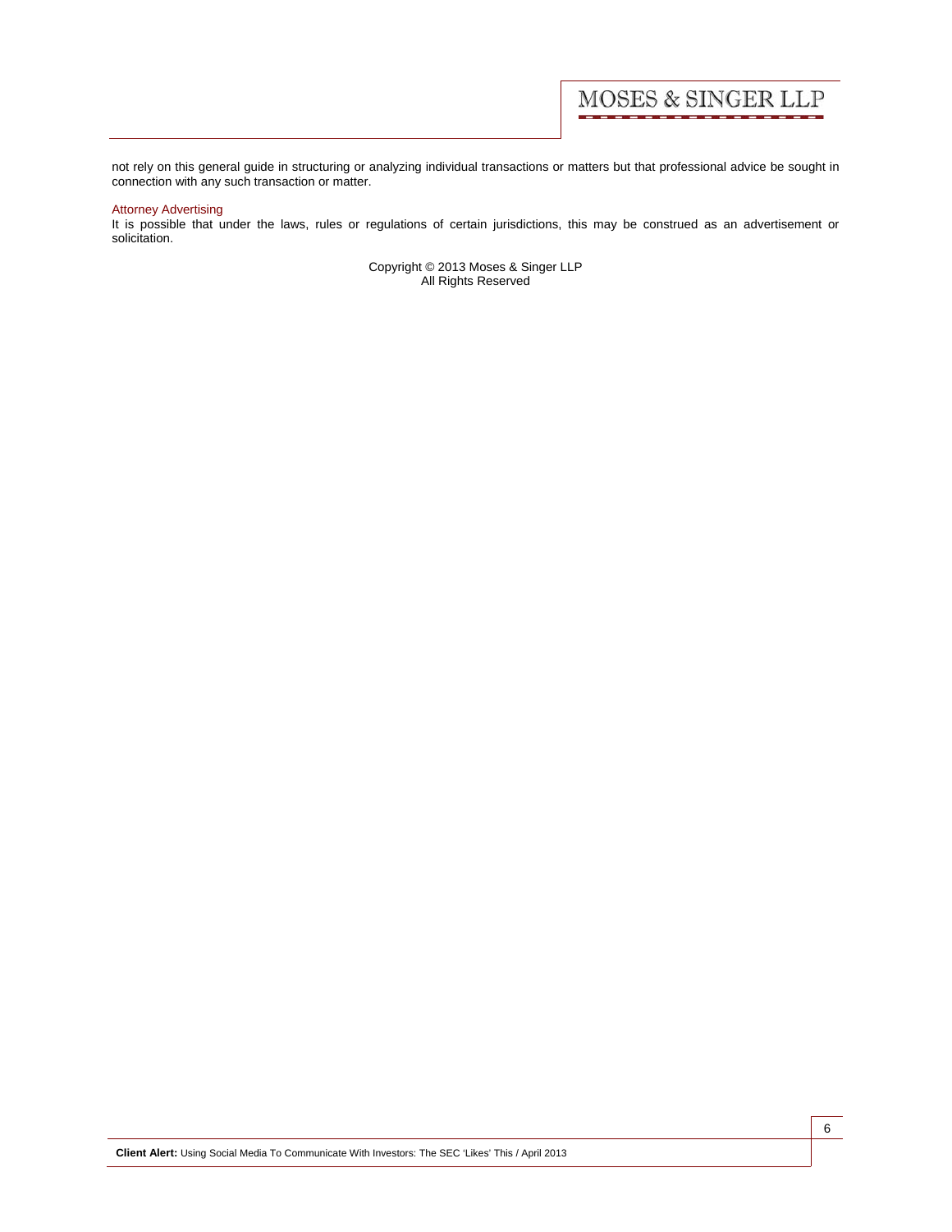not rely on this general guide in structuring or analyzing individual transactions or matters but that professional advice be sought in connection with any such transaction or matter.

Attorney Advertising

It is possible that under the laws, rules or regulations of certain jurisdictions, this may be construed as an advertisement or solicitation.

Copyright © 2013 Moses & Singer LLP
All Rights Reserved